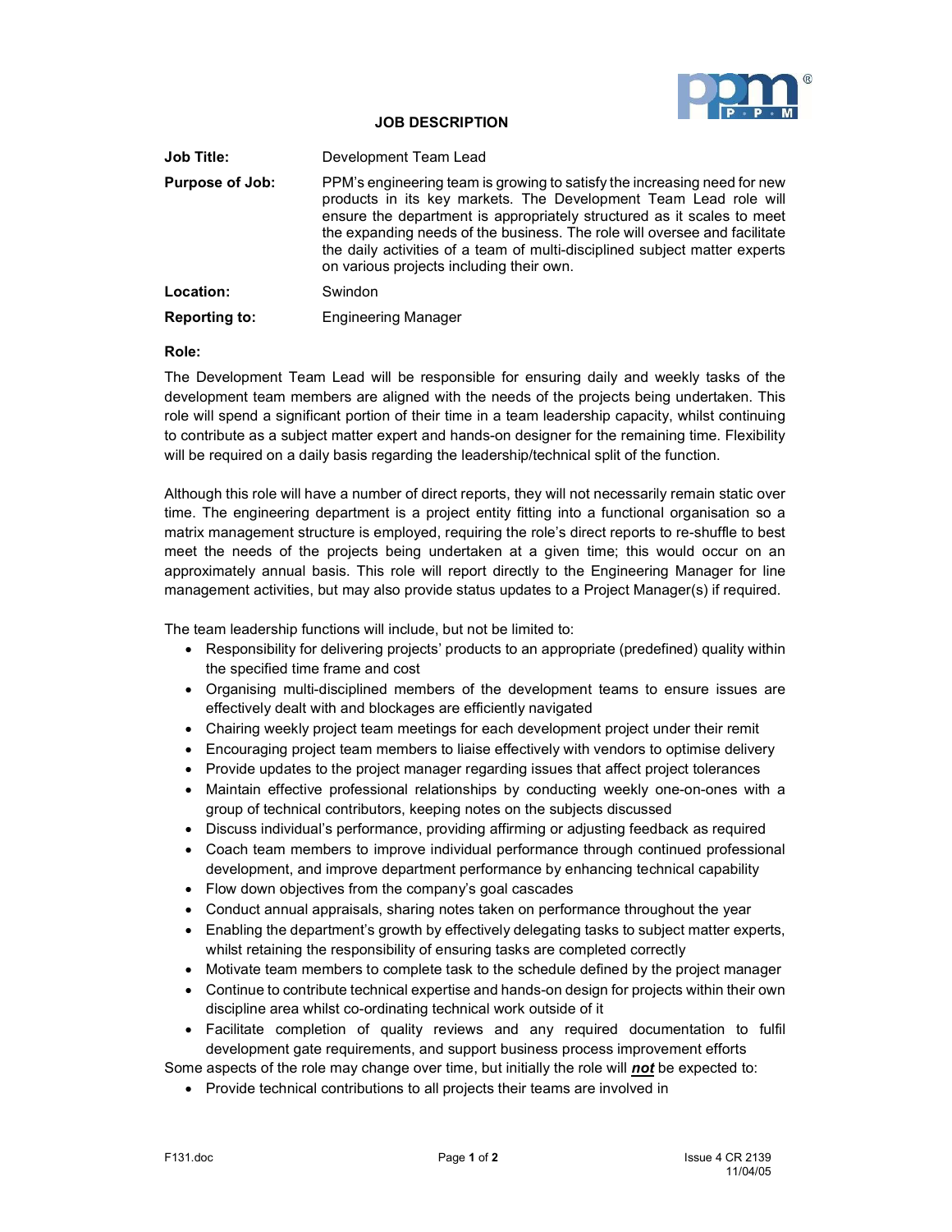# JOB DESCRIPTION

| | |
|---|---|
| **Job Title:** | Development Team Lead |
| **Purpose of Job:** | PPM's engineering team is growing to satisfy the increasing need for new products in its key markets. The Development Team Lead role will ensure the department is appropriately structured as it scales to meet the expanding needs of the business. The role will oversee and facilitate the daily activities of a team of multi-disciplined subject matter experts on various projects including their own. |
| **Location:** | Swindon |
| **Reporting to:** | Engineering Manager |

**Role:**

The Development Team Lead will be responsible for ensuring daily and weekly tasks of the development team members are aligned with the needs of the projects being undertaken. This role will spend a significant portion of their time in a team leadership capacity, whilst continuing to contribute as a subject matter expert and hands-on designer for the remaining time. Flexibility will be required on a daily basis regarding the leadership/technical split of the function.

Although this role will have a number of direct reports, they will not necessarily remain static over time. The engineering department is a project entity fitting into a functional organisation so a matrix management structure is employed, requiring the role's direct reports to re-shuffle to best meet the needs of the projects being undertaken at a given time; this would occur on an approximately annual basis. This role will report directly to the Engineering Manager for line management activities, but may also provide status updates to a Project Manager(s) if required.

The team leadership functions will include, but not be limited to:

- Responsibility for delivering projects' products to an appropriate (predefined) quality within the specified time frame and cost
- Organising multi-disciplined members of the development teams to ensure issues are effectively dealt with and blockages are efficiently navigated
- Chairing weekly project team meetings for each development project under their remit
- Encouraging project team members to liaise effectively with vendors to optimise delivery
- Provide updates to the project manager regarding issues that affect project tolerances
- Maintain effective professional relationships by conducting weekly one-on-ones with a group of technical contributors, keeping notes on the subjects discussed
- Discuss individual's performance, providing affirming or adjusting feedback as required
- Coach team members to improve individual performance through continued professional development, and improve department performance by enhancing technical capability
- Flow down objectives from the company's goal cascades
- Conduct annual appraisals, sharing notes taken on performance throughout the year
- Enabling the department's growth by effectively delegating tasks to subject matter experts, whilst retaining the responsibility of ensuring tasks are completed correctly
- Motivate team members to complete task to the schedule defined by the project manager
- Continue to contribute technical expertise and hands-on design for projects within their own discipline area whilst co-ordinating technical work outside of it
- Facilitate completion of quality reviews and any required documentation to fulfil development gate requirements, and support business process improvement efforts

Some aspects of the role may change over time, but initially the role will ***not*** be expected to:

- Provide technical contributions to all projects their teams are involved in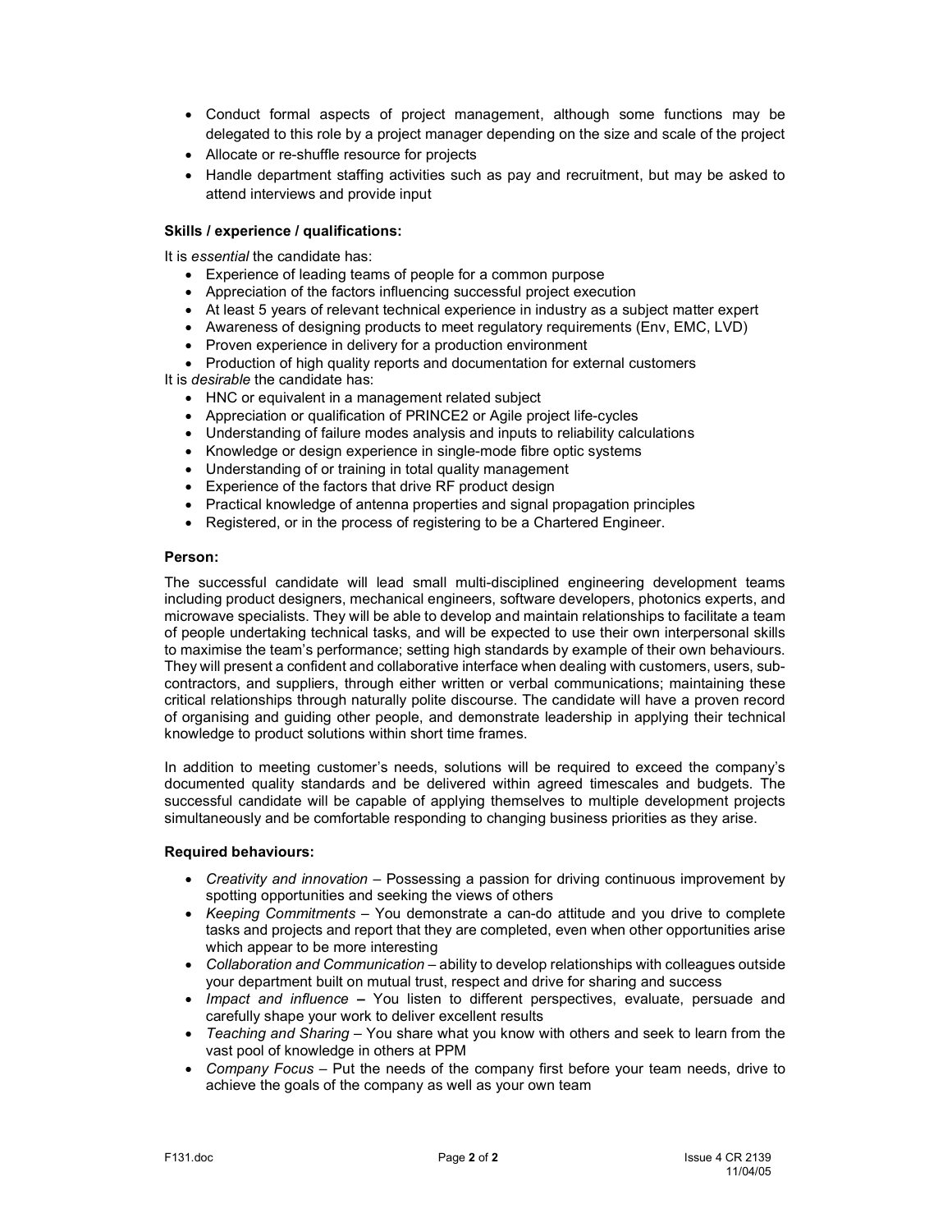- Conduct formal aspects of project management, although some functions may be delegated to this role by a project manager depending on the size and scale of the project
- Allocate or re-shuffle resource for projects
- Handle department staffing activities such as pay and recruitment, but may be asked to attend interviews and provide input

**Skills / experience / qualifications:**

It is *essential* the candidate has:

- Experience of leading teams of people for a common purpose
- Appreciation of the factors influencing successful project execution
- At least 5 years of relevant technical experience in industry as a subject matter expert
- Awareness of designing products to meet regulatory requirements (Env, EMC, LVD)
- Proven experience in delivery for a production environment
- Production of high quality reports and documentation for external customers

It is *desirable* the candidate has:

- HNC or equivalent in a management related subject
- Appreciation or qualification of PRINCE2 or Agile project life-cycles
- Understanding of failure modes analysis and inputs to reliability calculations
- Knowledge or design experience in single-mode fibre optic systems
- Understanding of or training in total quality management
- Experience of the factors that drive RF product design
- Practical knowledge of antenna properties and signal propagation principles
- Registered, or in the process of registering to be a Chartered Engineer.

**Person:**

The successful candidate will lead small multi-disciplined engineering development teams including product designers, mechanical engineers, software developers, photonics experts, and microwave specialists. They will be able to develop and maintain relationships to facilitate a team of people undertaking technical tasks, and will be expected to use their own interpersonal skills to maximise the team's performance; setting high standards by example of their own behaviours. They will present a confident and collaborative interface when dealing with customers, users, sub-contractors, and suppliers, through either written or verbal communications; maintaining these critical relationships through naturally polite discourse. The candidate will have a proven record of organising and guiding other people, and demonstrate leadership in applying their technical knowledge to product solutions within short time frames.

In addition to meeting customer's needs, solutions will be required to exceed the company's documented quality standards and be delivered within agreed timescales and budgets. The successful candidate will be capable of applying themselves to multiple development projects simultaneously and be comfortable responding to changing business priorities as they arise.

**Required behaviours:**

- *Creativity and innovation* – Possessing a passion for driving continuous improvement by spotting opportunities and seeking the views of others
- *Keeping Commitments* – You demonstrate a can-do attitude and you drive to complete tasks and projects and report that they are completed, even when other opportunities arise which appear to be more interesting
- *Collaboration and Communication* – ability to develop relationships with colleagues outside your department built on mutual trust, respect and drive for sharing and success
- *Impact and influence* **–** You listen to different perspectives, evaluate, persuade and carefully shape your work to deliver excellent results
- *Teaching and Sharing* – You share what you know with others and seek to learn from the vast pool of knowledge in others at PPM
- *Company Focus* – Put the needs of the company first before your team needs, drive to achieve the goals of the company as well as your own team